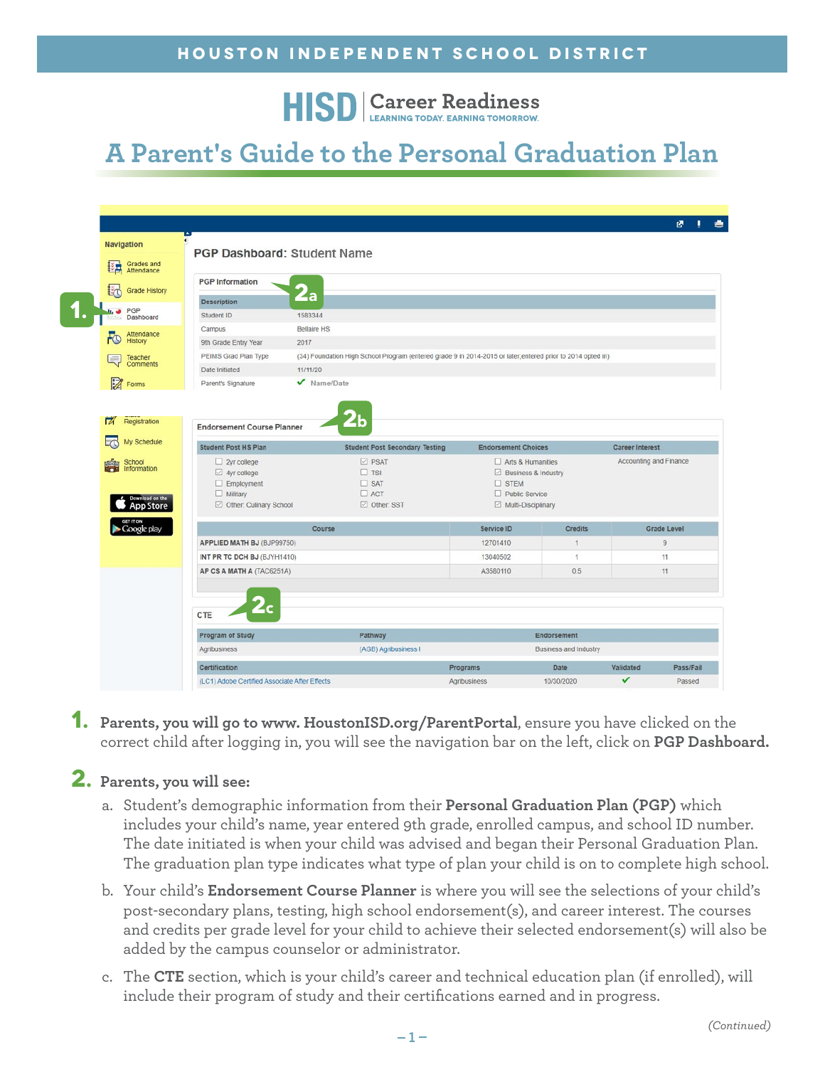HOUSTON INDEPENDENT SCHOOL DISTRICT

HISD | Career Readiness
LEARNING TODAY. EARNING TOMORROW.

# A Parent's Guide to the Personal Graduation Plan

**PGP Dashboard:** Student Name

Navigation: Grades and Attendance, Grade History, PGP Dashboard, Attendance History, Teacher Comments, Forms, Registration, My Schedule, School Information

**1.** (PGP Dashboard)

**2a** PGP Information

| Description | |
|---|---|
| Student ID | 1583344 |
| Campus | Bellaire HS |
| 9th Grade Entry Year | 2017 |
| PEIMS Grad Plan Type | (34) Foundation High School Program (entered grade 9 in 2014-2015 or later,entered prior to 2014 opted in) |
| Date Initiated | 11/11/20 |
| Parent's Signature | ✔ Name/Date |

**2b** Endorsement Course Planner

| Student Post HS Plan | Student Post Secondary Testing | Endorsement Choices | Career Interest |
|---|---|---|---|
| ☐ 2yr college | ☑ PSAT | ☐ Arts & Humanities | Accounting and Finance |
| ☑ 4yr college | ☐ TSI | ☑ Business & Industry | |
| ☐ Employment | ☐ SAT | ☐ STEM | |
| ☐ Military | ☐ ACT | ☐ Public Service | |
| ☑ Other: Culinary School | ☑ Other: SST | ☑ Multi-Disciplinary | |

| Course | Service ID | Credits | Grade Level |
|---|---|---|---|
| APPLIED MATH BJ (BJP99750) | 12701410 | 1 | 9 |
| INT PR TC DCH BJ (BJYH1410) | 13040502 | 1 | 11 |
| AP CS A MATH A (TAC6251A) | A3580110 | 0.5 | 11 |

**2c** CTE

| Program of Study | Pathway | Endorsement |
|---|---|---|
| Agribusiness | (AGB) Agribusiness I | Business and Industry |

| Certification | Programs | Date | Validated | Pass/Fail |
|---|---|---|---|---|
| (LC1) Adobe Certified Associate After Effects | Agribusiness | 10/30/2020 | ✔ | Passed |

**1.** **Parents, you will go to www.HoustonISD.org/ParentPortal**, ensure you have clicked on the correct child after logging in, you will see the navigation bar on the left, click on **PGP Dashboard.**

**2.** **Parents, you will see:**

a. Student's demographic information from their **Personal Graduation Plan (PGP)** which includes your child's name, year entered 9th grade, enrolled campus, and school ID number. The date initiated is when your child was advised and began their Personal Graduation Plan. The graduation plan type indicates what type of plan your child is on to complete high school.

b. Your child's **Endorsement Course Planner** is where you will see the selections of your child's post-secondary plans, testing, high school endorsement(s), and career interest. The courses and credits per grade level for your child to achieve their selected endorsement(s) will also be added by the campus counselor or administrator.

c. The **CTE** section, which is your child's career and technical education plan (if enrolled), will include their program of study and their certifications earned and in progress.

*(Continued)*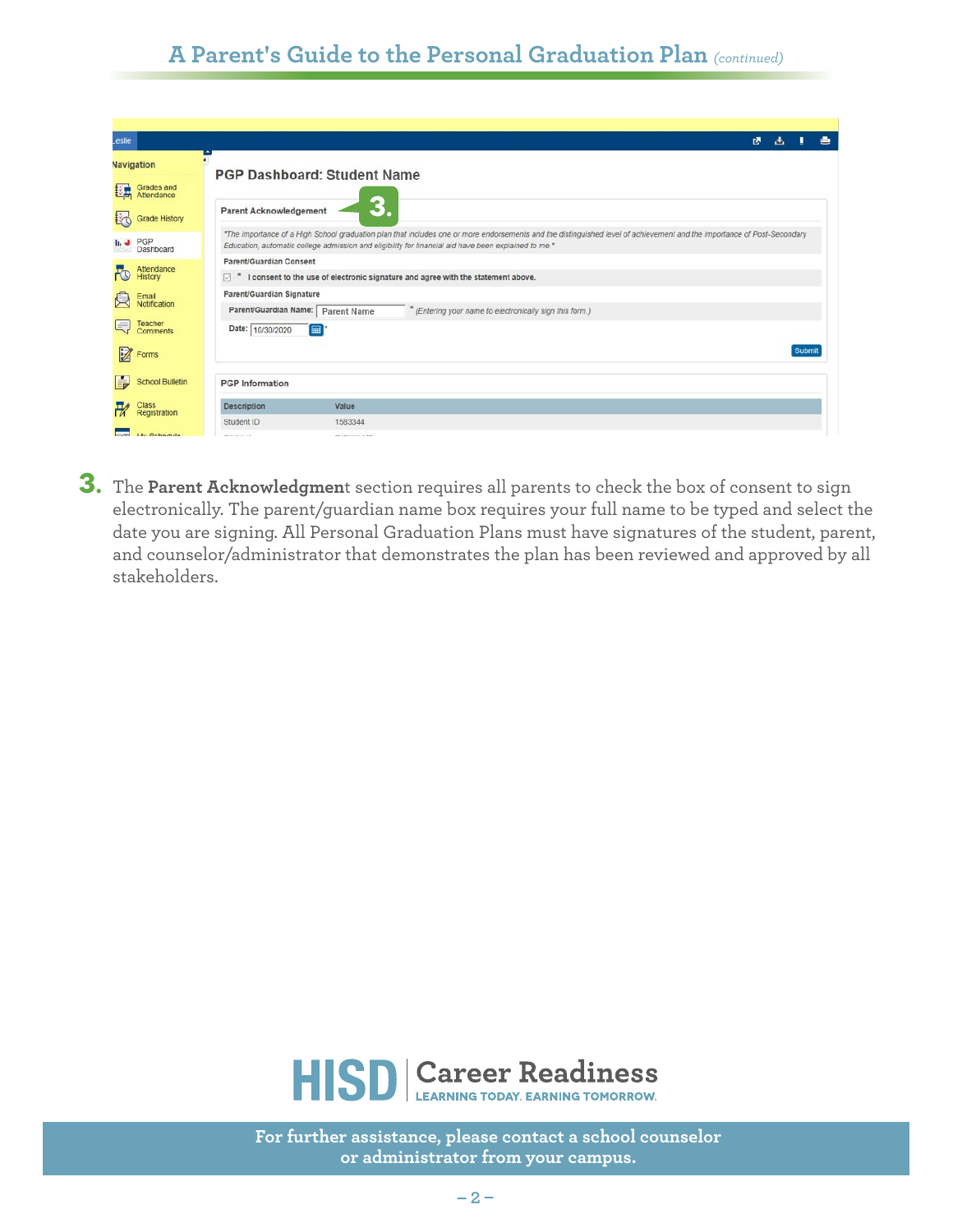**3.** The **Parent Acknowledgmen**t section requires all parents to check the box of consent to sign electronically. The parent/guardian name box requires your full name to be typed and select the date you are signing. All Personal Graduation Plans must have signatures of the student, parent, and counselor/administrator that demonstrates the plan has been reviewed and approved by all stakeholders.

**HISD | Career Readiness**
LEARNING TODAY. EARNING TOMORROW.

**For further assistance, please contact a school counselor or administrator from your campus.**